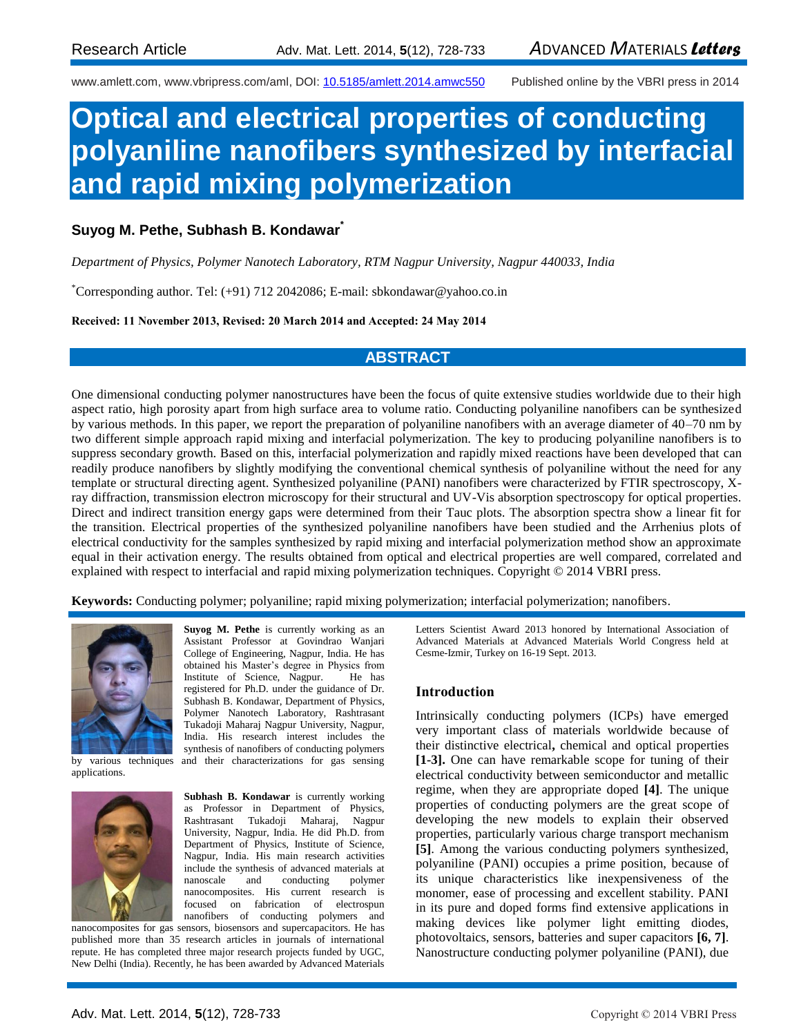Research Article

www.amlett.com, www.vbripress.com/aml, DOI: 10.5185/amlett.2014.amwc550 Published online by the VBRI press in 2014

# Optical and electrical properties of conducting polyaniline nanofibers synthesized by interfacial and rapid mixing polymerization

**Suyog M. Pethe, Subhash B. Kondawar***

*Department of Physics, Polymer Nanotech Laboratory, RTM Nagpur University, Nagpur 440033, India*

*Corresponding author. Tel: (+91) 712 2042086; E-mail: sbkondawar@yahoo.co.in

**Received: 11 November 2013, Revised: 20 March 2014 and Accepted: 24 May 2014**

## ABSTRACT

One dimensional conducting polymer nanostructures have been the focus of quite extensive studies worldwide due to their high aspect ratio, high porosity apart from high surface area to volume ratio. Conducting polyaniline nanofibers can be synthesized by various methods. In this paper, we report the preparation of polyaniline nanofibers with an average diameter of 40–70 nm by two different simple approach rapid mixing and interfacial polymerization. The key to producing polyaniline nanofibers is to suppress secondary growth. Based on this, interfacial polymerization and rapidly mixed reactions have been developed that can readily produce nanofibers by slightly modifying the conventional chemical synthesis of polyaniline without the need for any template or structural directing agent. Synthesized polyaniline (PANI) nanofibers were characterized by FTIR spectroscopy, X-ray diffraction, transmission electron microscopy for their structural and UV-Vis absorption spectroscopy for optical properties. Direct and indirect transition energy gaps were determined from their Tauc plots. The absorption spectra show a linear fit for the transition. Electrical properties of the synthesized polyaniline nanofibers have been studied and the Arrhenius plots of electrical conductivity for the samples synthesized by rapid mixing and interfacial polymerization method show an approximate equal in their activation energy. The results obtained from optical and electrical properties are well compared, correlated and explained with respect to interfacial and rapid mixing polymerization techniques. Copyright © 2014 VBRI press.

**Keywords:** Conducting polymer; polyaniline; rapid mixing polymerization; interfacial polymerization; nanofibers.

**Suyog M. Pethe** is currently working as an Assistant Professor at Govindrao Wanjari College of Engineering, Nagpur, India. He has obtained his Master's degree in Physics from Institute of Science, Nagpur. He has registered for Ph.D. under the guidance of Dr. Subhash B. Kondawar, Department of Physics, Polymer Nanotech Laboratory, Rashtrasant Tukadoji Maharaj Nagpur University, Nagpur, India. His research interest includes the synthesis of nanofibers of conducting polymers by various techniques and their characterizations for gas sensing applications.

**Subhash B. Kondawar** is currently working as Professor in Department of Physics, Rashtrasant Tukadoji Maharaj, Nagpur University, Nagpur, India. He did Ph.D. from Department of Physics, Institute of Science, Nagpur, India. His main research activities include the synthesis of advanced materials at nanoscale and conducting polymer nanocomposites. His current research is focused on fabrication of electrospun nanofibers of conducting polymers and nanocomposites for gas sensors, biosensors and supercapacitors. He has published more than 35 research articles in journals of international repute. He has completed three major research projects funded by UGC, New Delhi (India). Recently, he has been awarded by Advanced Materials Letters Scientist Award 2013 honored by International Association of Advanced Materials at Advanced Materials World Congress held at Cesme-Izmir, Turkey on 16-19 Sept. 2013.

## Introduction

Intrinsically conducting polymers (ICPs) have emerged very important class of materials worldwide because of their distinctive electrical, chemical and optical properties **[1-3].** One can have remarkable scope for tuning of their electrical conductivity between semiconductor and metallic regime, when they are appropriate doped **[4]**. The unique properties of conducting polymers are the great scope of developing the new models to explain their observed properties, particularly various charge transport mechanism **[5]**. Among the various conducting polymers synthesized, polyaniline (PANI) occupies a prime position, because of its unique characteristics like inexpensiveness of the monomer, ease of processing and excellent stability. PANI in its pure and doped forms find extensive applications in making devices like polymer light emitting diodes, photovoltaics, sensors, batteries and super capacitors **[6, 7]**. Nanostructure conducting polymer polyaniline (PANI), due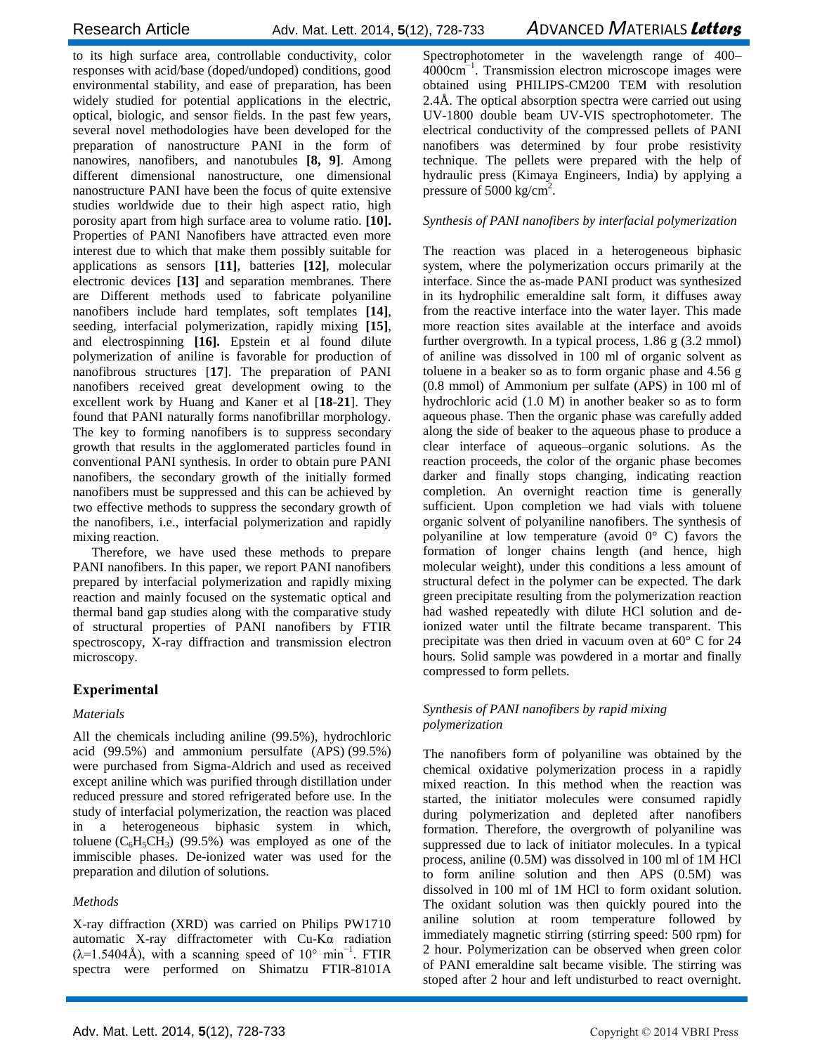to its high surface area, controllable conductivity, color responses with acid/base (doped/undoped) conditions, good environmental stability, and ease of preparation, has been widely studied for potential applications in the electric, optical, biologic, and sensor fields. In the past few years, several novel methodologies have been developed for the preparation of nanostructure PANI in the form of nanowires, nanofibers, and nanotubules **[8, 9]**. Among different dimensional nanostructure, one dimensional nanostructure PANI have been the focus of quite extensive studies worldwide due to their high aspect ratio, high porosity apart from high surface area to volume ratio. **[10].** Properties of PANI Nanofibers have attracted even more interest due to which that make them possibly suitable for applications as sensors **[11]**, batteries **[12]**, molecular electronic devices **[13]** and separation membranes. There are Different methods used to fabricate polyaniline nanofibers include hard templates, soft templates **[14]**, seeding, interfacial polymerization, rapidly mixing **[15]**, and electrospinning **[16].** Epstein et al found dilute polymerization of aniline is favorable for production of nanofibrous structures [**17**]. The preparation of PANI nanofibers received great development owing to the excellent work by Huang and Kaner et al [**18-21**]. They found that PANI naturally forms nanofibrillar morphology. The key to forming nanofibers is to suppress secondary growth that results in the agglomerated particles found in conventional PANI synthesis. In order to obtain pure PANI nanofibers, the secondary growth of the initially formed nanofibers must be suppressed and this can be achieved by two effective methods to suppress the secondary growth of the nanofibers, i.e., interfacial polymerization and rapidly mixing reaction.

Therefore, we have used these methods to prepare PANI nanofibers. In this paper, we report PANI nanofibers prepared by interfacial polymerization and rapidly mixing reaction and mainly focused on the systematic optical and thermal band gap studies along with the comparative study of structural properties of PANI nanofibers by FTIR spectroscopy, X-ray diffraction and transmission electron microscopy.

## Experimental

### *Materials*

All the chemicals including aniline (99.5%), hydrochloric acid (99.5%) and ammonium persulfate (APS) (99.5%) were purchased from Sigma-Aldrich and used as received except aniline which was purified through distillation under reduced pressure and stored refrigerated before use. In the study of interfacial polymerization, the reaction was placed in a heterogeneous biphasic system in which, toluene ($C_6H_5CH_3$) (99.5%) was employed as one of the immiscible phases. De-ionized water was used for the preparation and dilution of solutions.

### *Methods*

X-ray diffraction (XRD) was carried on Philips PW1710 automatic X-ray diffractometer with Cu-Kα radiation (λ=1.5404Å), with a scanning speed of 10° min$^{-1}$. FTIR spectra were performed on Shimatzu FTIR-8101A Spectrophotometer in the wavelength range of 400–4000cm$^{-1}$. Transmission electron microscope images were obtained using PHILIPS-CM200 TEM with resolution 2.4Å. The optical absorption spectra were carried out using UV-1800 double beam UV-VIS spectrophotometer. The electrical conductivity of the compressed pellets of PANI nanofibers was determined by four probe resistivity technique. The pellets were prepared with the help of hydraulic press (Kimaya Engineers, India) by applying a pressure of 5000 kg/cm$^2$.

### *Synthesis of PANI nanofibers by interfacial polymerization*

The reaction was placed in a heterogeneous biphasic system, where the polymerization occurs primarily at the interface. Since the as-made PANI product was synthesized in its hydrophilic emeraldine salt form, it diffuses away from the reactive interface into the water layer. This made more reaction sites available at the interface and avoids further overgrowth. In a typical process, 1.86 g (3.2 mmol) of aniline was dissolved in 100 ml of organic solvent as toluene in a beaker so as to form organic phase and 4.56 g (0.8 mmol) of Ammonium per sulfate (APS) in 100 ml of hydrochloric acid (1.0 M) in another beaker so as to form aqueous phase. Then the organic phase was carefully added along the side of beaker to the aqueous phase to produce a clear interface of aqueous–organic solutions. As the reaction proceeds, the color of the organic phase becomes darker and finally stops changing, indicating reaction completion. An overnight reaction time is generally sufficient. Upon completion we had vials with toluene organic solvent of polyaniline nanofibers. The synthesis of polyaniline at low temperature (avoid 0° C) favors the formation of longer chains length (and hence, high molecular weight), under this conditions a less amount of structural defect in the polymer can be expected. The dark green precipitate resulting from the polymerization reaction had washed repeatedly with dilute HCl solution and de-ionized water until the filtrate became transparent. This precipitate was then dried in vacuum oven at 60° C for 24 hours. Solid sample was powdered in a mortar and finally compressed to form pellets.

### *Synthesis of PANI nanofibers by rapid mixing polymerization*

The nanofibers form of polyaniline was obtained by the chemical oxidative polymerization process in a rapidly mixed reaction. In this method when the reaction was started, the initiator molecules were consumed rapidly during polymerization and depleted after nanofibers formation. Therefore, the overgrowth of polyaniline was suppressed due to lack of initiator molecules. In a typical process, aniline (0.5M) was dissolved in 100 ml of 1M HCl to form aniline solution and then APS (0.5M) was dissolved in 100 ml of 1M HCl to form oxidant solution. The oxidant solution was then quickly poured into the aniline solution at room temperature followed by immediately magnetic stirring (stirring speed: 500 rpm) for 2 hour. Polymerization can be observed when green color of PANI emeraldine salt became visible. The stirring was stoped after 2 hour and left undisturbed to react overnight.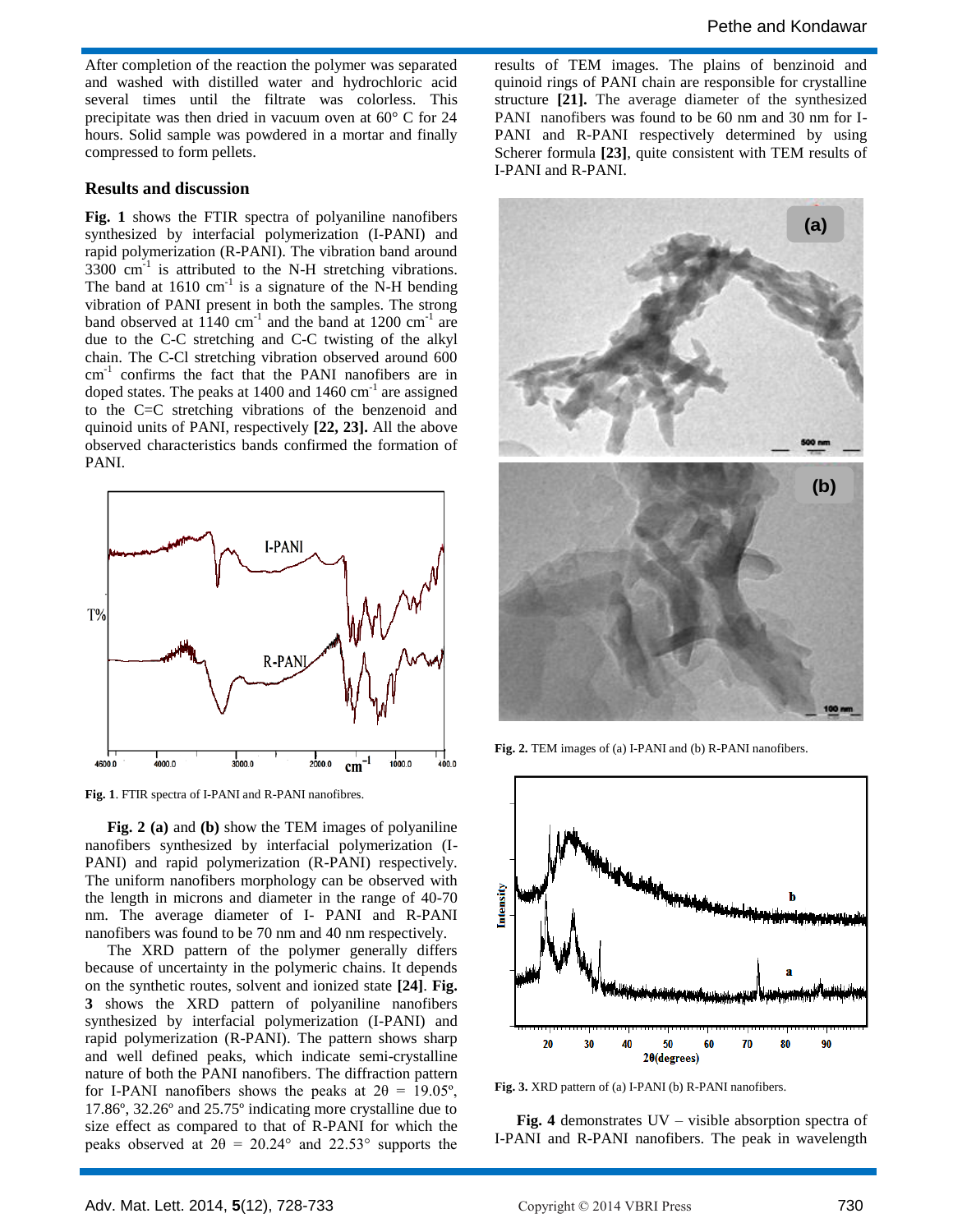After completion of the reaction the polymer was separated and washed with distilled water and hydrochloric acid several times until the filtrate was colorless. This precipitate was then dried in vacuum oven at 60° C for 24 hours. Solid sample was powdered in a mortar and finally compressed to form pellets.

## Results and discussion

**Fig. 1** shows the FTIR spectra of polyaniline nanofibers synthesized by interfacial polymerization (I-PANI) and rapid polymerization (R-PANI). The vibration band around 3300 $cm^{-1}$ is attributed to the N-H stretching vibrations. The band at 1610 $cm^{-1}$ is a signature of the N-H bending vibration of PANI present in both the samples. The strong band observed at 1140 $cm^{-1}$ and the band at 1200 $cm^{-1}$ are due to the C-C stretching and C-C twisting of the alkyl chain. The C-Cl stretching vibration observed around 600 $cm^{-1}$ confirms the fact that the PANI nanofibers are in doped states. The peaks at 1400 and 1460 $cm^{-1}$ are assigned to the C=C stretching vibrations of the benzenoid and quinoid units of PANI, respectively **[22, 23].** All the above observed characteristics bands confirmed the formation of PANI.

**Fig. 1**. FTIR spectra of I-PANI and R-PANI nanofibres.

**Fig. 2 (a)** and **(b)** show the TEM images of polyaniline nanofibers synthesized by interfacial polymerization (I-PANI) and rapid polymerization (R-PANI) respectively. The uniform nanofibers morphology can be observed with the length in microns and diameter in the range of 40-70 nm. The average diameter of I- PANI and R-PANI nanofibers was found to be 70 nm and 40 nm respectively.

The XRD pattern of the polymer generally differs because of uncertainty in the polymeric chains. It depends on the synthetic routes, solvent and ionized state **[24]**. **Fig. 3** shows the XRD pattern of polyaniline nanofibers synthesized by interfacial polymerization (I-PANI) and rapid polymerization (R-PANI). The pattern shows sharp and well defined peaks, which indicate semi-crystalline nature of both the PANI nanofibers. The diffraction pattern for I-PANI nanofibers shows the peaks at 2θ = 19.05º, 17.86º, 32.26º and 25.75º indicating more crystalline due to size effect as compared to that of R-PANI for which the peaks observed at 2θ = 20.24° and 22.53° supports the results of TEM images. The plains of benzinoid and quinoid rings of PANI chain are responsible for crystalline structure **[21].** The average diameter of the synthesized PANI nanofibers was found to be 60 nm and 30 nm for I-PANI and R-PANI respectively determined by using Scherer formula **[23]**, quite consistent with TEM results of I-PANI and R-PANI.

**Fig. 2.** TEM images of (a) I-PANI and (b) R-PANI nanofibers.

**Fig. 3.** XRD pattern of (a) I-PANI (b) R-PANI nanofibers.

**Fig. 4** demonstrates UV – visible absorption spectra of I-PANI and R-PANI nanofibers. The peak in wavelength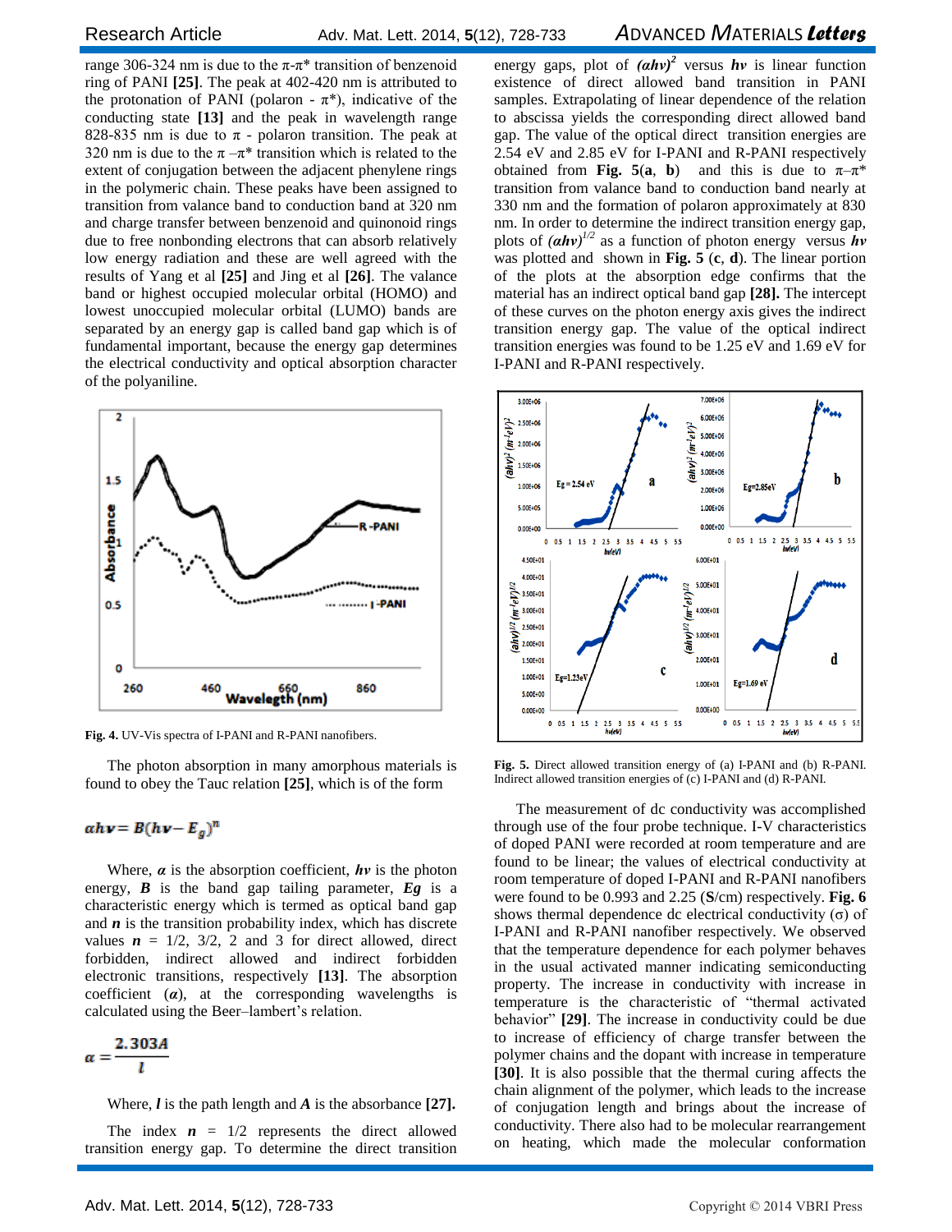range 306-324 nm is due to the π-π* transition of benzenoid ring of PANI **[25]**. The peak at 402-420 nm is attributed to the protonation of PANI (polaron - π*), indicative of the conducting state **[13]** and the peak in wavelength range 828-835 nm is due to π - polaron transition. The peak at 320 nm is due to the π –π* transition which is related to the extent of conjugation between the adjacent phenylene rings in the polymeric chain. These peaks have been assigned to transition from valance band to conduction band at 320 nm and charge transfer between benzenoid and quinonoid rings due to free nonbonding electrons that can absorb relatively low energy radiation and these are well agreed with the results of Yang et al **[25]** and Jing et al **[26]**. The valance band or highest occupied molecular orbital (HOMO) and lowest unoccupied molecular orbital (LUMO) bands are separated by an energy gap is called band gap which is of fundamental important, because the energy gap determines the electrical conductivity and optical absorption character of the polyaniline.

**Fig. 4.** UV-Vis spectra of I-PANI and R-PANI nanofibers.

The photon absorption in many amorphous materials is found to obey the Tauc relation **[25]**, which is of the form

$$\alpha h\nu = B(h\nu - E_g)^n$$

Where, $\alpha$ is the absorption coefficient, $h\nu$ is the photon energy, $B$ is the band gap tailing parameter, $Eg$ is a characteristic energy which is termed as optical band gap and $n$ is the transition probability index, which has discrete values $n$ = 1/2, 3/2, 2 and 3 for direct allowed, direct forbidden, indirect allowed and indirect forbidden electronic transitions, respectively **[13]**. The absorption coefficient ($\alpha$), at the corresponding wavelengths is calculated using the Beer–lambert's relation.

$$\alpha = \frac{2.303A}{l}$$

Where, $l$ is the path length and $A$ is the absorbance **[27].**

The index $n$ = 1/2 represents the direct allowed transition energy gap. To determine the direct transition energy gaps, plot of $(\alpha h\nu)^2$ versus $h\nu$ is linear function existence of direct allowed band transition in PANI samples. Extrapolating of linear dependence of the relation to abscissa yields the corresponding direct allowed band gap. The value of the optical direct transition energies are 2.54 eV and 2.85 eV for I-PANI and R-PANI respectively obtained from **Fig. 5**(**a**, **b**) and this is due to π–π* transition from valance band to conduction band nearly at 330 nm and the formation of polaron approximately at 830 nm. In order to determine the indirect transition energy gap, plots of $(\alpha h\nu)^{1/2}$ as a function of photon energy versus $h\nu$ was plotted and shown in **Fig. 5** (**c**, **d**). The linear portion of the plots at the absorption edge confirms that the material has an indirect optical band gap **[28].** The intercept of these curves on the photon energy axis gives the indirect transition energy gap. The value of the optical indirect transition energies was found to be 1.25 eV and 1.69 eV for I-PANI and R-PANI respectively.

**Fig. 5.** Direct allowed transition energy of (a) I-PANI and (b) R-PANI. Indirect allowed transition energies of (c) I-PANI and (d) R-PANI.

The measurement of dc conductivity was accomplished through use of the four probe technique. I-V characteristics of doped PANI were recorded at room temperature and are found to be linear; the values of electrical conductivity at room temperature of doped I-PANI and R-PANI nanofibers were found to be 0.993 and 2.25 (**S**/cm) respectively. **Fig. 6** shows thermal dependence dc electrical conductivity (σ) of I-PANI and R-PANI nanofiber respectively. We observed that the temperature dependence for each polymer behaves in the usual activated manner indicating semiconducting property. The increase in conductivity with increase in temperature is the characteristic of "thermal activated behavior" **[29]**. The increase in conductivity could be due to increase of efficiency of charge transfer between the polymer chains and the dopant with increase in temperature **[30]**. It is also possible that the thermal curing affects the chain alignment of the polymer, which leads to the increase of conjugation length and brings about the increase of conductivity. There also had to be molecular rearrangement on heating, which made the molecular conformation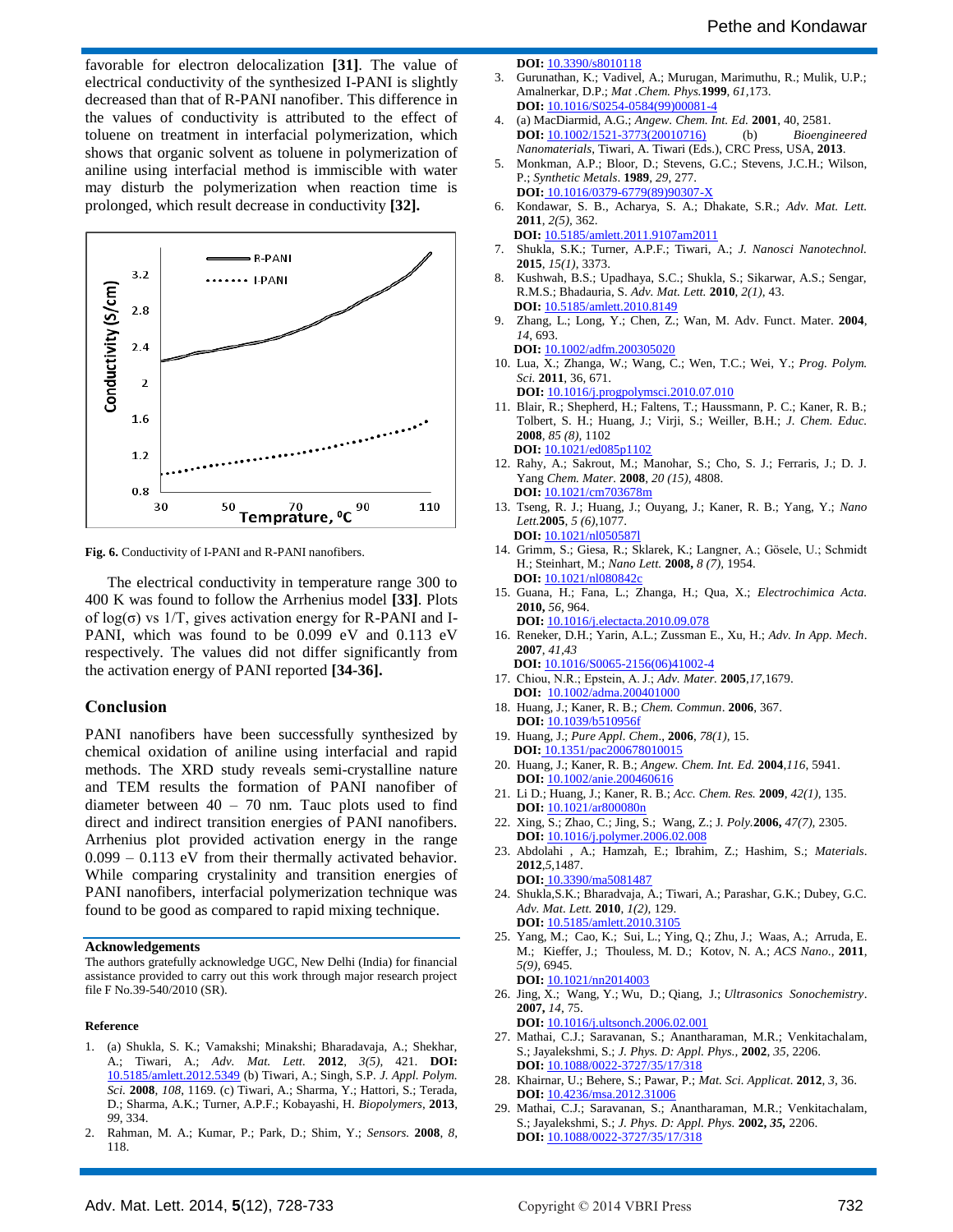favorable for electron delocalization **[31]**. The value of electrical conductivity of the synthesized I-PANI is slightly decreased than that of R-PANI nanofiber. This difference in the values of conductivity is attributed to the effect of toluene on treatment in interfacial polymerization, which shows that organic solvent as toluene in polymerization of aniline using interfacial method is immiscible with water may disturb the polymerization when reaction time is prolonged, which result decrease in conductivity **[32].**

**Fig. 6.** Conductivity of I-PANI and R-PANI nanofibers.

The electrical conductivity in temperature range 300 to 400 K was found to follow the Arrhenius model **[33]**. Plots of log(σ) vs 1/T, gives activation energy for R-PANI and I-PANI, which was found to be 0.099 eV and 0.113 eV respectively. The values did not differ significantly from the activation energy of PANI reported **[34-36].**

## Conclusion

PANI nanofibers have been successfully synthesized by chemical oxidation of aniline using interfacial and rapid methods. The XRD study reveals semi-crystalline nature and TEM results the formation of PANI nanofiber of diameter between 40 – 70 nm. Tauc plots used to find direct and indirect transition energies of PANI nanofibers. Arrhenius plot provided activation energy in the range 0.099 – 0.113 eV from their thermally activated behavior. While comparing crystallinity and transition energies of PANI nanofibers, interfacial polymerization technique was found to be good as compared to rapid mixing technique.

### Acknowledgements

The authors gratefully acknowledge UGC, New Delhi (India) for financial assistance provided to carry out this work through major research project file F No.39-540/2010 (SR).

### Reference

1. (a) Shukla, S. K.; Vamakshi; Minakshi; Bharadavaja, A.; Shekhar, A.; Tiwari, A.; *Adv. Mat. Lett.* **2012**, *3(5)*, 421. **DOI:** 10.5185/amlett.2012.5349 (b) Tiwari, A.; Singh, S.P. *J. Appl. Polym. Sci.* **2008**, *108*, 1169. (c) Tiwari, A.; Sharma, Y.; Hattori, S.; Terada, D.; Sharma, A.K.; Turner, A.P.F.; Kobayashi, H. *Biopolymers*, **2013**, *99*, 334.
2. Rahman, M. A.; Kumar, P.; Park, D.; Shim, Y.; *Sensors.* **2008**, *8*, 118.
   **DOI:** 10.3390/s8010118
3. Gurunathan, K.; Vadivel, A.; Murugan, Marimuthu, R.; Mulik, U.P.; Amalnerkar, D.P.; *Mat .Chem. Phys.***1999**, *61*,173.
   **DOI:** 10.1016/S0254-0584(99)00081-4
4. (a) MacDiarmid, A.G.; *Angew. Chem. Int. Ed.* **2001**, 40, 2581.
   **DOI:** 10.1002/1521-3773(20010716) (b) *Bioengineered Nanomaterials*, Tiwari, A. Tiwari (Eds.), CRC Press, USA, **2013**.
5. Monkman, A.P.; Bloor, D.; Stevens, G.C.; Stevens, J.C.H.; Wilson, P.; *Synthetic Metals*. **1989**, *29*, 277.
   **DOI:** 10.1016/0379-6779(89)90307-X
6. Kondawar, S. B., Acharya, S. A.; Dhakate, S.R.; *Adv. Mat. Lett.* **2011**, *2(5)*, 362.
   **DOI:** 10.5185/amlett.2011.9107am2011
7. Shukla, S.K.; Turner, A.P.F.; Tiwari, A.; *J. Nanosci Nanotechnol.* **2015**, *15(1)*, 3373.
8. Kushwah, B.S.; Upadhaya, S.C.; Shukla, S.; Sikarwar, A.S.; Sengar, R.M.S.; Bhadauria, S. *Adv. Mat. Lett.* **2010**, *2(1)*, 43.
   **DOI:** 10.5185/amlett.2010.8149
9. Zhang, L.; Long, Y.; Chen, Z.; Wan, M. Adv. Funct. Mater. **2004**, *14*, 693.
   **DOI:** 10.1002/adfm.200305020
10. Lua, X.; Zhanga, W.; Wang, C.; Wen, T.C.; Wei, Y.; *Prog. Polym. Sci.* **2011**, 36, 671.
    **DOI:** 10.1016/j.progpolymsci.2010.07.010
11. Blair, R.; Shepherd, H.; Faltens, T.; Haussmann, P. C.; Kaner, R. B.; Tolbert, S. H.; Huang, J.; Virji, S.; Weiller, B.H.; *J. Chem. Educ.* **2008**, *85 (8)*, 1102
    **DOI:** 10.1021/ed085p1102
12. Rahy, A.; Sakrout, M.; Manohar, S.; Cho, S. J.; Ferraris, J.; D. J. Yang *Chem. Mater.* **2008**, *20 (15)*, 4808.
    **DOI:** 10.1021/cm703678m
13. Tseng, R. J.; Huang, J.; Ouyang, J.; Kaner, R. B.; Yang, Y.; *Nano Lett.***2005**, *5 (6)*,1077.
    **DOI:** 10.1021/nl050587l
14. Grimm, S.; Giesa, R.; Sklarek, K.; Langner, A.; Gösele, U.; Schmidt H.; Steinhart, M.; *Nano Lett.* **2008,** *8 (7)*, 1954.
    **DOI:** 10.1021/nl080842c
15. Guana, H.; Fana, L.; Zhanga, H.; Qua, X.; *Electrochimica Acta.* **2010,** *56*, 964.
    **DOI:** 10.1016/j.electacta.2010.09.078
16. Reneker, D.H.; Yarin, A.L.; Zussman E., Xu, H.; *Adv. In App. Mech*. **2007**, *41,43*
    **DOI:** 10.1016/S0065-2156(06)41002-4
17. Chiou, N.R.; Epstein, A. J.; *Adv. Mater.* **2005**,*17*,1679.
    **DOI:** 10.1002/adma.200401000
18. Huang, J.; Kaner, R. B.; *Chem. Commun*. **2006**, 367.
    **DOI:** 10.1039/b510956f
19. Huang, J.; *Pure Appl. Chem*., **2006**, *78(1)*, 15.
    **DOI:** 10.1351/pac200678010015
20. Huang, J.; Kaner, R. B.; *Angew. Chem. Int. Ed.* **2004**,*116*, 5941.
    **DOI:** 10.1002/anie.200460616
21. Li D.; Huang, J.; Kaner, R. B.; *Acc. Chem. Res.* **2009**, *42(1)*, 135.
    **DOI:** 10.1021/ar800080n
22. Xing, S.; Zhao, C.; Jing, S.; Wang, Z.; J. *Poly.***2006,** *47(7)*, 2305.
    **DOI:** 10.1016/j.polymer.2006.02.008
23. Abdolahi , A.; Hamzah, E.; Ibrahim, Z.; Hashim, S.; *Materials*. **2012**,*5*,1487.
    **DOI:** 10.3390/ma5081487
24. Shukla,S.K.; Bharadvaja, A.; Tiwari, A.; Parashar, G.K.; Dubey, G.C. *Adv. Mat. Lett.* **2010**, *1(2)*, 129.
    **DOI:** 10.5185/amlett.2010.3105
25. Yang, M.; Cao, K.; Sui, L.; Ying, Q.; Zhu, J.; Waas, A.; Arruda, E. M.; Kieffer, J.; Thouless, M. D.; Kotov, N. A.; *ACS Nano.*, **2011**, *5(9)*, 6945.
    **DOI:** 10.1021/nn2014003
26. Jing, X.; Wang, Y.; Wu, D.; Qiang, J.; *Ultrasonics Sonochemistry*. **2007,** *14*, 75.
    **DOI:** 10.1016/j.ultsonch.2006.02.001
27. Mathai, C.J.; Saravanan, S.; Anantharaman, M.R.; Venkitachalam, S.; Jayalekshmi, S.; *J. Phys. D: Appl. Phys.*, **2002**, *35*, 2206.
    **DOI:** 10.1088/0022-3727/35/17/318
28. Khairnar, U.; Behere, S.; Pawar, P.; *Mat. Sci. Applicat.* **2012**, *3*, 36.
    **DOI:** 10.4236/msa.2012.31006
29. Mathai, C.J.; Saravanan, S.; Anantharaman, M.R.; Venkitachalam, S.; Jayalekshmi, S.; *J. Phys. D: Appl. Phys.* **2002, *35,*** 2206.
    **DOI:** 10.1088/0022-3727/35/17/318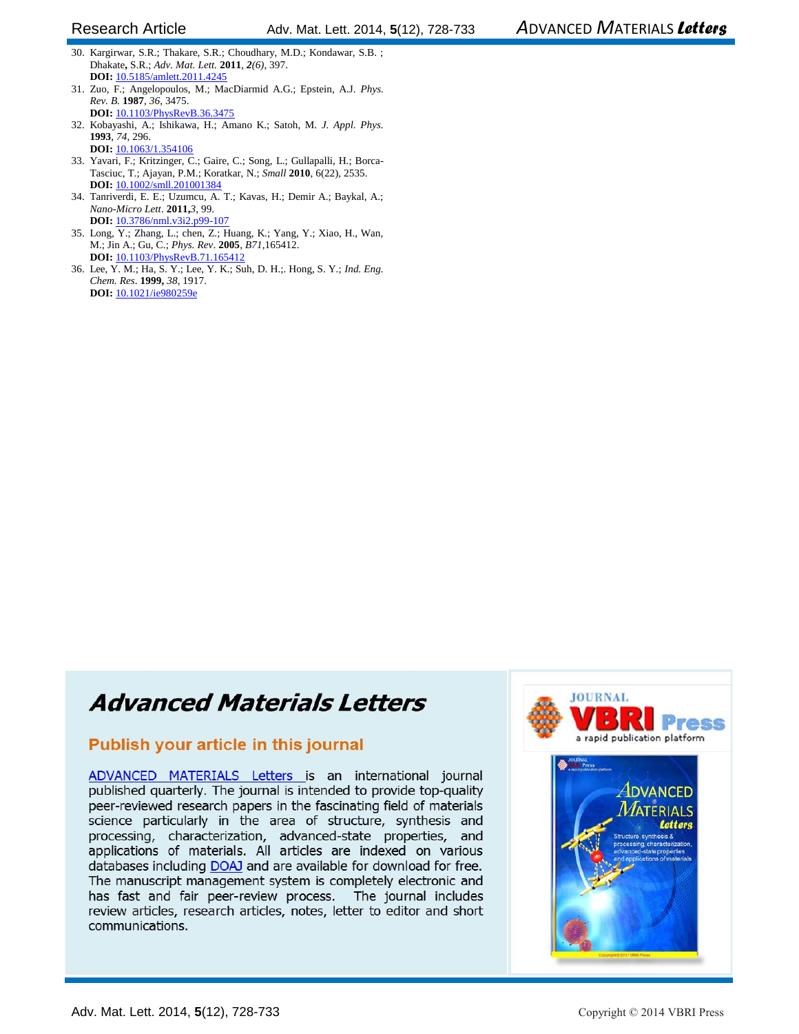30. Kargirwar, S.R.; Thakare, S.R.; Choudhary, M.D.; Kondawar, S.B. ; Dhakate, S.R.; *Adv. Mat. Lett.* **2011**, *2(6)*, 397.
    **DOI:** 10.5185/amlett.2011.4245
31. Zuo, F.; Angelopoulos, M.; MacDiarmid A.G.; Epstein, A.J. *Phys. Rev. B.* **1987**, *36*, 3475.
    **DOI:** 10.1103/PhysRevB.36.3475
32. Kobayashi, A.; Ishikawa, H.; Amano K.; Satoh, M. *J. Appl. Phys.* **1993**, *74*, 296.
    **DOI:** 10.1063/1.354106
33. Yavari, F.; Kritzinger, C.; Gaire, C.; Song, L.; Gullapalli, H.; Borca-Tasciuc, T.; Ajayan, P.M.; Koratkar, N.; *Small* **2010**, 6(22), 2535.
    **DOI:** 10.1002/smll.201001384
34. Tanriverdi, E. E.; Uzumcu, A. T.; Kavas, H.; Demir A.; Baykal, A.; *Nano-Micro Lett*. **2011,***3*, 99.
    **DOI:** 10.3786/nml.v3i2.p99-107
35. Long, Y.; Zhang, L.; chen, Z.; Huang, K.; Yang, Y.; Xiao, H., Wan, M.; Jin A.; Gu, C.; *Phys. Rev*. **2005**, *B71*,165412.
    **DOI:** 10.1103/PhysRevB.71.165412
36. Lee, Y. M.; Ha, S. Y.; Lee, Y. K.; Suh, D. H.;. Hong, S. Y.; *Ind. Eng. Chem. Res*. **1999,** *38*, 1917.
    **DOI:** 10.1021/ie980259e

## Advanced Materials Letters

### Publish your article in this journal

ADVANCED MATERIALS Letters is an international journal published quarterly. The journal is intended to provide top-quality peer-reviewed research papers in the fascinating field of materials science particularly in the area of structure, synthesis and processing, characterization, advanced-state properties, and applications of materials. All articles are indexed on various databases including DOAJ and are available for download for free. The manuscript management system is completely electronic and has fast and fair peer-review process. The journal includes review articles, research articles, notes, letter to editor and short communications.